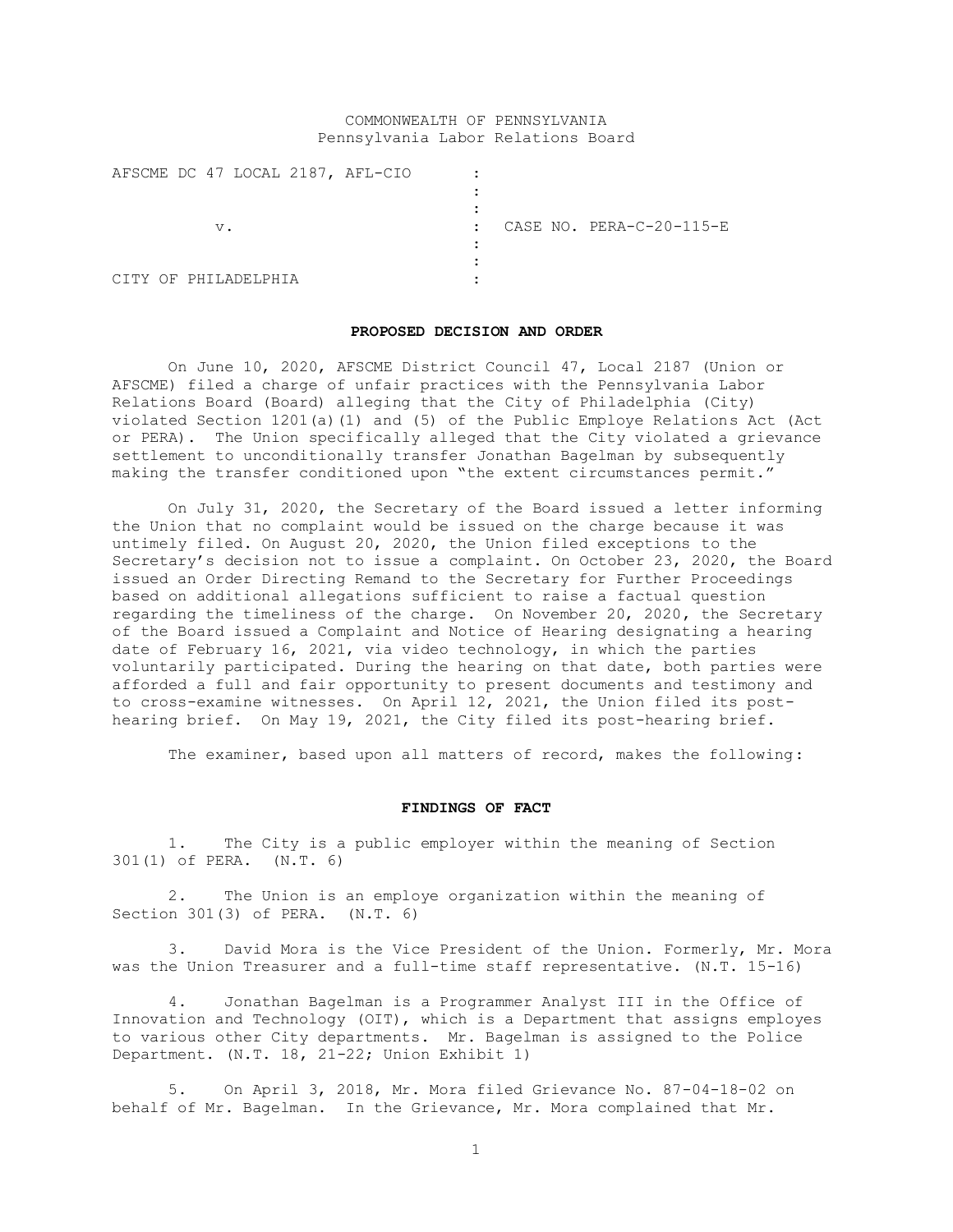COMMONWEALTH OF PENNSYLVANIA
Pennsylvania Labor Relations Board

| | | |
|---|---|---|
| AFSCME DC 47 LOCAL 2187, AFL-CIO | : | |
| | : | |
| | : | |
| v. | : | CASE NO. PERA-C-20-115-E |
| | : | |
| | : | |
| CITY OF PHILADELPHIA | : | |

**PROPOSED DECISION AND ORDER**

On June 10, 2020, AFSCME District Council 47, Local 2187 (Union or AFSCME) filed a charge of unfair practices with the Pennsylvania Labor Relations Board (Board) alleging that the City of Philadelphia (City) violated Section 1201(a)(1) and (5) of the Public Employe Relations Act (Act or PERA). The Union specifically alleged that the City violated a grievance settlement to unconditionally transfer Jonathan Bagelman by subsequently making the transfer conditioned upon "the extent circumstances permit."

On July 31, 2020, the Secretary of the Board issued a letter informing the Union that no complaint would be issued on the charge because it was untimely filed. On August 20, 2020, the Union filed exceptions to the Secretary's decision not to issue a complaint. On October 23, 2020, the Board issued an Order Directing Remand to the Secretary for Further Proceedings based on additional allegations sufficient to raise a factual question regarding the timeliness of the charge. On November 20, 2020, the Secretary of the Board issued a Complaint and Notice of Hearing designating a hearing date of February 16, 2021, via video technology, in which the parties voluntarily participated. During the hearing on that date, both parties were afforded a full and fair opportunity to present documents and testimony and to cross-examine witnesses. On April 12, 2021, the Union filed its post-hearing brief. On May 19, 2021, the City filed its post-hearing brief.

The examiner, based upon all matters of record, makes the following:

**FINDINGS OF FACT**

1. The City is a public employer within the meaning of Section 301(1) of PERA. (N.T. 6)

2. The Union is an employe organization within the meaning of Section 301(3) of PERA. (N.T. 6)

3. David Mora is the Vice President of the Union. Formerly, Mr. Mora was the Union Treasurer and a full-time staff representative. (N.T. 15-16)

4. Jonathan Bagelman is a Programmer Analyst III in the Office of Innovation and Technology (OIT), which is a Department that assigns employes to various other City departments. Mr. Bagelman is assigned to the Police Department. (N.T. 18, 21-22; Union Exhibit 1)

5. On April 3, 2018, Mr. Mora filed Grievance No. 87-04-18-02 on behalf of Mr. Bagelman. In the Grievance, Mr. Mora complained that Mr.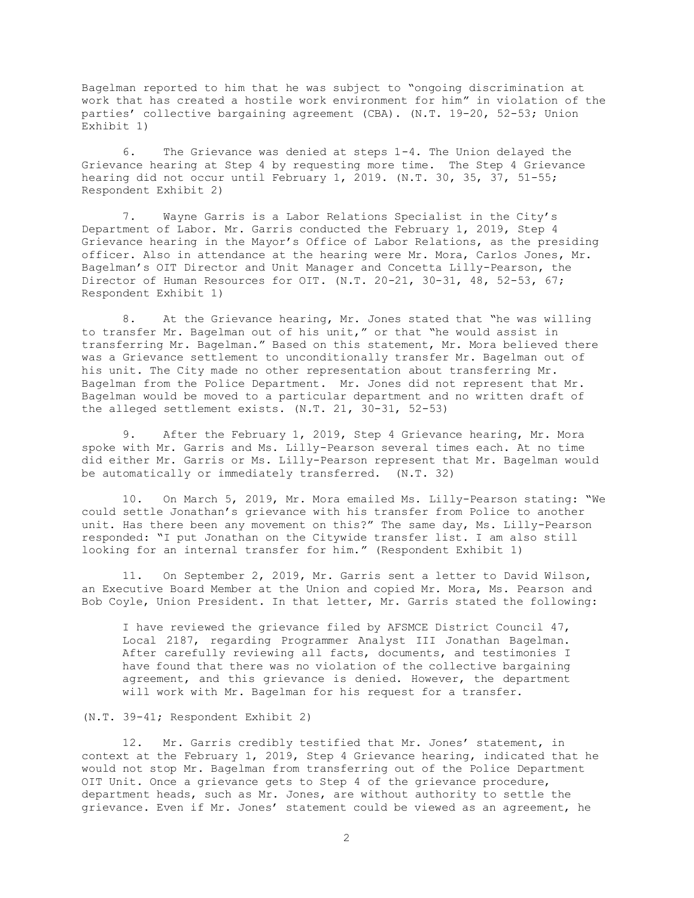Bagelman reported to him that he was subject to "ongoing discrimination at work that has created a hostile work environment for him" in violation of the parties' collective bargaining agreement (CBA). (N.T. 19-20, 52-53; Union Exhibit 1)

6. The Grievance was denied at steps 1-4. The Union delayed the Grievance hearing at Step 4 by requesting more time. The Step 4 Grievance hearing did not occur until February 1, 2019. (N.T. 30, 35, 37, 51-55; Respondent Exhibit 2)

7. Wayne Garris is a Labor Relations Specialist in the City's Department of Labor. Mr. Garris conducted the February 1, 2019, Step 4 Grievance hearing in the Mayor's Office of Labor Relations, as the presiding officer. Also in attendance at the hearing were Mr. Mora, Carlos Jones, Mr. Bagelman's OIT Director and Unit Manager and Concetta Lilly-Pearson, the Director of Human Resources for OIT. (N.T. 20-21, 30-31, 48, 52-53, 67; Respondent Exhibit 1)

8. At the Grievance hearing, Mr. Jones stated that "he was willing to transfer Mr. Bagelman out of his unit," or that "he would assist in transferring Mr. Bagelman." Based on this statement, Mr. Mora believed there was a Grievance settlement to unconditionally transfer Mr. Bagelman out of his unit. The City made no other representation about transferring Mr. Bagelman from the Police Department. Mr. Jones did not represent that Mr. Bagelman would be moved to a particular department and no written draft of the alleged settlement exists. (N.T. 21, 30-31, 52-53)

9. After the February 1, 2019, Step 4 Grievance hearing, Mr. Mora spoke with Mr. Garris and Ms. Lilly-Pearson several times each. At no time did either Mr. Garris or Ms. Lilly-Pearson represent that Mr. Bagelman would be automatically or immediately transferred. (N.T. 32)

10. On March 5, 2019, Mr. Mora emailed Ms. Lilly-Pearson stating: "We could settle Jonathan's grievance with his transfer from Police to another unit. Has there been any movement on this?" The same day, Ms. Lilly-Pearson responded: "I put Jonathan on the Citywide transfer list. I am also still looking for an internal transfer for him." (Respondent Exhibit 1)

11. On September 2, 2019, Mr. Garris sent a letter to David Wilson, an Executive Board Member at the Union and copied Mr. Mora, Ms. Pearson and Bob Coyle, Union President. In that letter, Mr. Garris stated the following:

> I have reviewed the grievance filed by AFSMCE District Council 47, Local 2187, regarding Programmer Analyst III Jonathan Bagelman. After carefully reviewing all facts, documents, and testimonies I have found that there was no violation of the collective bargaining agreement, and this grievance is denied. However, the department will work with Mr. Bagelman for his request for a transfer.

(N.T. 39-41; Respondent Exhibit 2)

12. Mr. Garris credibly testified that Mr. Jones' statement, in context at the February 1, 2019, Step 4 Grievance hearing, indicated that he would not stop Mr. Bagelman from transferring out of the Police Department OIT Unit. Once a grievance gets to Step 4 of the grievance procedure, department heads, such as Mr. Jones, are without authority to settle the grievance. Even if Mr. Jones' statement could be viewed as an agreement, he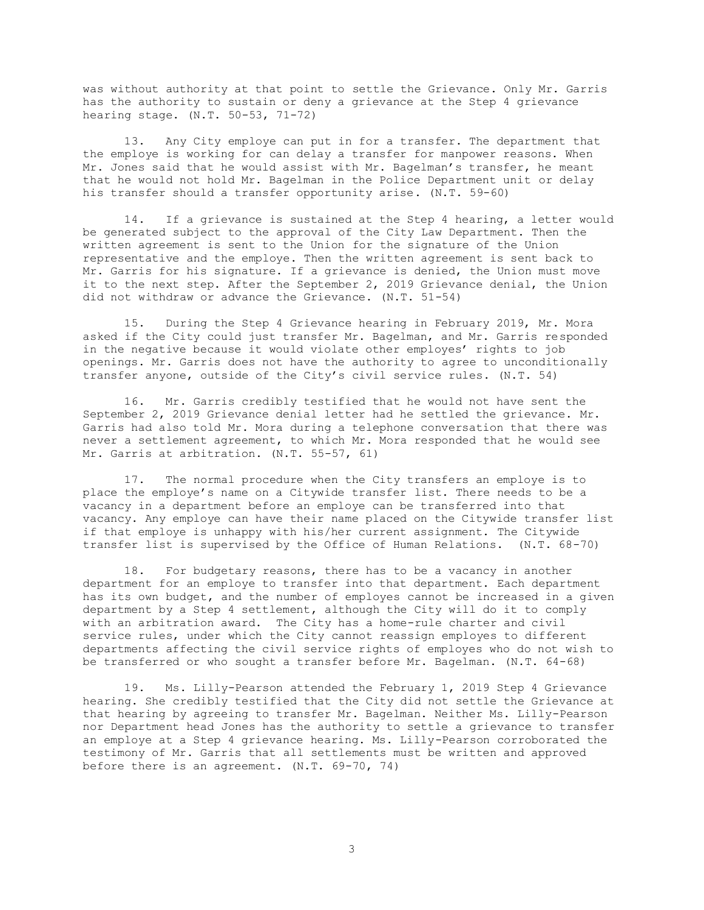was without authority at that point to settle the Grievance. Only Mr. Garris has the authority to sustain or deny a grievance at the Step 4 grievance hearing stage. (N.T. 50-53, 71-72)

13. Any City employe can put in for a transfer. The department that the employe is working for can delay a transfer for manpower reasons. When Mr. Jones said that he would assist with Mr. Bagelman's transfer, he meant that he would not hold Mr. Bagelman in the Police Department unit or delay his transfer should a transfer opportunity arise. (N.T. 59-60)

14. If a grievance is sustained at the Step 4 hearing, a letter would be generated subject to the approval of the City Law Department. Then the written agreement is sent to the Union for the signature of the Union representative and the employe. Then the written agreement is sent back to Mr. Garris for his signature. If a grievance is denied, the Union must move it to the next step. After the September 2, 2019 Grievance denial, the Union did not withdraw or advance the Grievance. (N.T. 51-54)

15. During the Step 4 Grievance hearing in February 2019, Mr. Mora asked if the City could just transfer Mr. Bagelman, and Mr. Garris responded in the negative because it would violate other employes' rights to job openings. Mr. Garris does not have the authority to agree to unconditionally transfer anyone, outside of the City's civil service rules. (N.T. 54)

16. Mr. Garris credibly testified that he would not have sent the September 2, 2019 Grievance denial letter had he settled the grievance. Mr. Garris had also told Mr. Mora during a telephone conversation that there was never a settlement agreement, to which Mr. Mora responded that he would see Mr. Garris at arbitration. (N.T. 55-57, 61)

17. The normal procedure when the City transfers an employe is to place the employe's name on a Citywide transfer list. There needs to be a vacancy in a department before an employe can be transferred into that vacancy. Any employe can have their name placed on the Citywide transfer list if that employe is unhappy with his/her current assignment. The Citywide transfer list is supervised by the Office of Human Relations. (N.T. 68-70)

18. For budgetary reasons, there has to be a vacancy in another department for an employe to transfer into that department. Each department has its own budget, and the number of employes cannot be increased in a given department by a Step 4 settlement, although the City will do it to comply with an arbitration award. The City has a home-rule charter and civil service rules, under which the City cannot reassign employes to different departments affecting the civil service rights of employes who do not wish to be transferred or who sought a transfer before Mr. Bagelman. (N.T. 64-68)

19. Ms. Lilly-Pearson attended the February 1, 2019 Step 4 Grievance hearing. She credibly testified that the City did not settle the Grievance at that hearing by agreeing to transfer Mr. Bagelman. Neither Ms. Lilly-Pearson nor Department head Jones has the authority to settle a grievance to transfer an employe at a Step 4 grievance hearing. Ms. Lilly-Pearson corroborated the testimony of Mr. Garris that all settlements must be written and approved before there is an agreement. (N.T. 69-70, 74)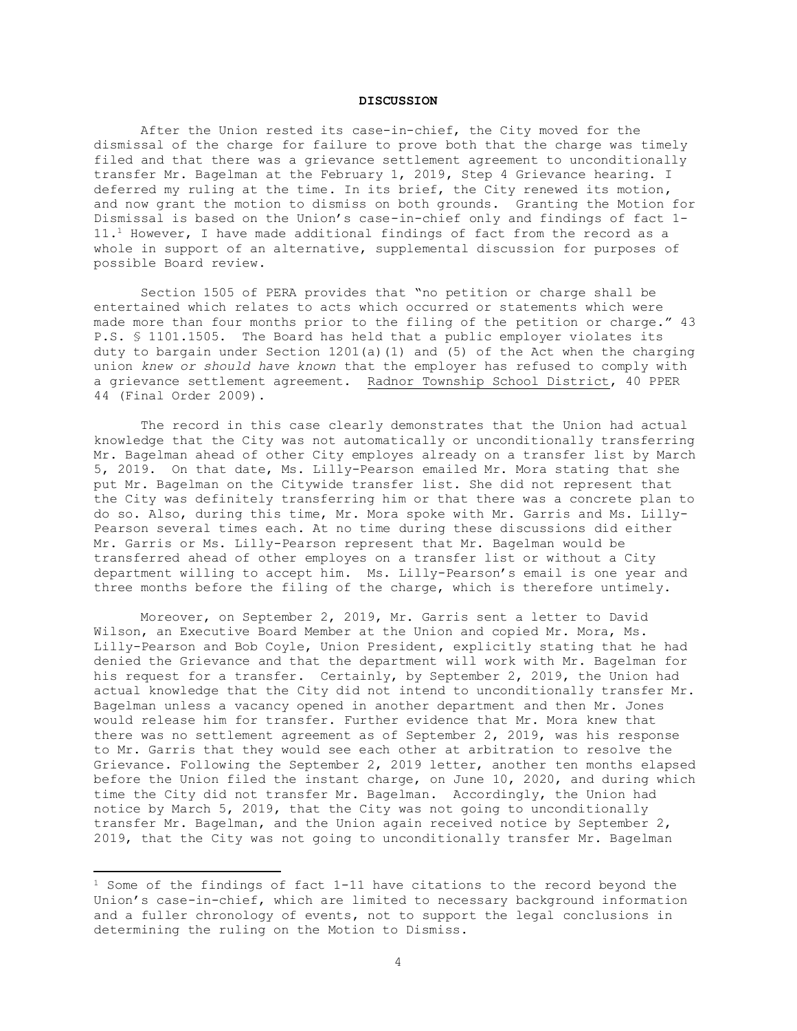**DISCUSSION**

After the Union rested its case-in-chief, the City moved for the dismissal of the charge for failure to prove both that the charge was timely filed and that there was a grievance settlement agreement to unconditionally transfer Mr. Bagelman at the February 1, 2019, Step 4 Grievance hearing. I deferred my ruling at the time. In its brief, the City renewed its motion, and now grant the motion to dismiss on both grounds. Granting the Motion for Dismissal is based on the Union's case-in-chief only and findings of fact 1-11.[1] However, I have made additional findings of fact from the record as a whole in support of an alternative, supplemental discussion for purposes of possible Board review.

Section 1505 of PERA provides that "no petition or charge shall be entertained which relates to acts which occurred or statements which were made more than four months prior to the filing of the petition or charge." 43 P.S. § 1101.1505. The Board has held that a public employer violates its duty to bargain under Section 1201(a)(1) and (5) of the Act when the charging union *knew or should have known* that the employer has refused to comply with a grievance settlement agreement. Radnor Township School District, 40 PPER 44 (Final Order 2009).

The record in this case clearly demonstrates that the Union had actual knowledge that the City was not automatically or unconditionally transferring Mr. Bagelman ahead of other City employes already on a transfer list by March 5, 2019. On that date, Ms. Lilly-Pearson emailed Mr. Mora stating that she put Mr. Bagelman on the Citywide transfer list. She did not represent that the City was definitely transferring him or that there was a concrete plan to do so. Also, during this time, Mr. Mora spoke with Mr. Garris and Ms. Lilly-Pearson several times each. At no time during these discussions did either Mr. Garris or Ms. Lilly-Pearson represent that Mr. Bagelman would be transferred ahead of other employes on a transfer list or without a City department willing to accept him. Ms. Lilly-Pearson's email is one year and three months before the filing of the charge, which is therefore untimely.

Moreover, on September 2, 2019, Mr. Garris sent a letter to David Wilson, an Executive Board Member at the Union and copied Mr. Mora, Ms. Lilly-Pearson and Bob Coyle, Union President, explicitly stating that he had denied the Grievance and that the department will work with Mr. Bagelman for his request for a transfer. Certainly, by September 2, 2019, the Union had actual knowledge that the City did not intend to unconditionally transfer Mr. Bagelman unless a vacancy opened in another department and then Mr. Jones would release him for transfer. Further evidence that Mr. Mora knew that there was no settlement agreement as of September 2, 2019, was his response to Mr. Garris that they would see each other at arbitration to resolve the Grievance. Following the September 2, 2019 letter, another ten months elapsed before the Union filed the instant charge, on June 10, 2020, and during which time the City did not transfer Mr. Bagelman. Accordingly, the Union had notice by March 5, 2019, that the City was not going to unconditionally transfer Mr. Bagelman, and the Union again received notice by September 2, 2019, that the City was not going to unconditionally transfer Mr. Bagelman

---

[1] Some of the findings of fact 1-11 have citations to the record beyond the Union's case-in-chief, which are limited to necessary background information and a fuller chronology of events, not to support the legal conclusions in determining the ruling on the Motion to Dismiss.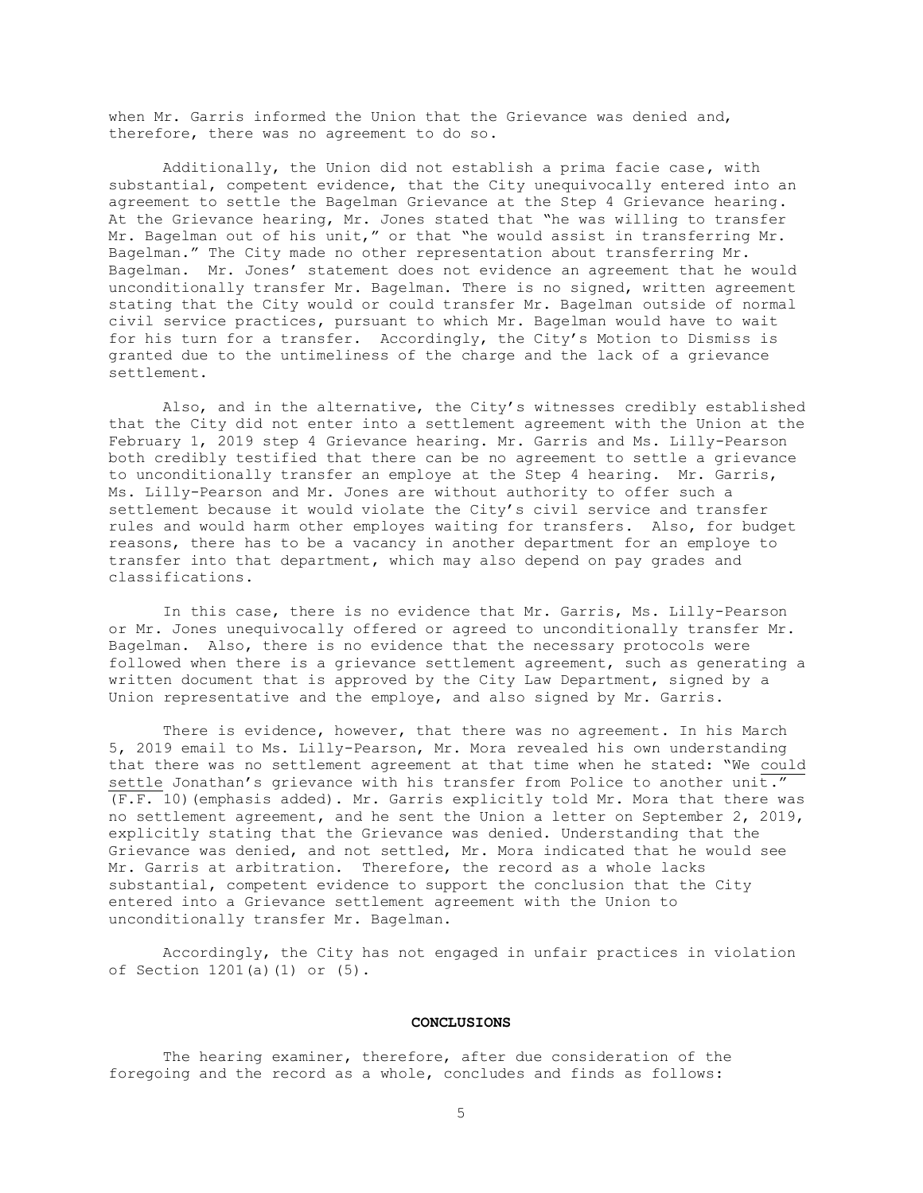when Mr. Garris informed the Union that the Grievance was denied and, therefore, there was no agreement to do so.

Additionally, the Union did not establish a prima facie case, with substantial, competent evidence, that the City unequivocally entered into an agreement to settle the Bagelman Grievance at the Step 4 Grievance hearing. At the Grievance hearing, Mr. Jones stated that "he was willing to transfer Mr. Bagelman out of his unit," or that "he would assist in transferring Mr. Bagelman." The City made no other representation about transferring Mr. Bagelman. Mr. Jones' statement does not evidence an agreement that he would unconditionally transfer Mr. Bagelman. There is no signed, written agreement stating that the City would or could transfer Mr. Bagelman outside of normal civil service practices, pursuant to which Mr. Bagelman would have to wait for his turn for a transfer. Accordingly, the City's Motion to Dismiss is granted due to the untimeliness of the charge and the lack of a grievance settlement.

Also, and in the alternative, the City's witnesses credibly established that the City did not enter into a settlement agreement with the Union at the February 1, 2019 step 4 Grievance hearing. Mr. Garris and Ms. Lilly-Pearson both credibly testified that there can be no agreement to settle a grievance to unconditionally transfer an employe at the Step 4 hearing. Mr. Garris, Ms. Lilly-Pearson and Mr. Jones are without authority to offer such a settlement because it would violate the City's civil service and transfer rules and would harm other employes waiting for transfers. Also, for budget reasons, there has to be a vacancy in another department for an employe to transfer into that department, which may also depend on pay grades and classifications.

In this case, there is no evidence that Mr. Garris, Ms. Lilly-Pearson or Mr. Jones unequivocally offered or agreed to unconditionally transfer Mr. Bagelman. Also, there is no evidence that the necessary protocols were followed when there is a grievance settlement agreement, such as generating a written document that is approved by the City Law Department, signed by a Union representative and the employe, and also signed by Mr. Garris.

There is evidence, however, that there was no agreement. In his March 5, 2019 email to Ms. Lilly-Pearson, Mr. Mora revealed his own understanding that there was no settlement agreement at that time when he stated: "We <u>could settle</u> Jonathan's grievance with his transfer from Police to another unit." (F.F. 10)(emphasis added). Mr. Garris explicitly told Mr. Mora that there was no settlement agreement, and he sent the Union a letter on September 2, 2019, explicitly stating that the Grievance was denied. Understanding that the Grievance was denied, and not settled, Mr. Mora indicated that he would see Mr. Garris at arbitration. Therefore, the record as a whole lacks substantial, competent evidence to support the conclusion that the City entered into a Grievance settlement agreement with the Union to unconditionally transfer Mr. Bagelman.

Accordingly, the City has not engaged in unfair practices in violation of Section 1201(a)(1) or (5).

## CONCLUSIONS

The hearing examiner, therefore, after due consideration of the foregoing and the record as a whole, concludes and finds as follows: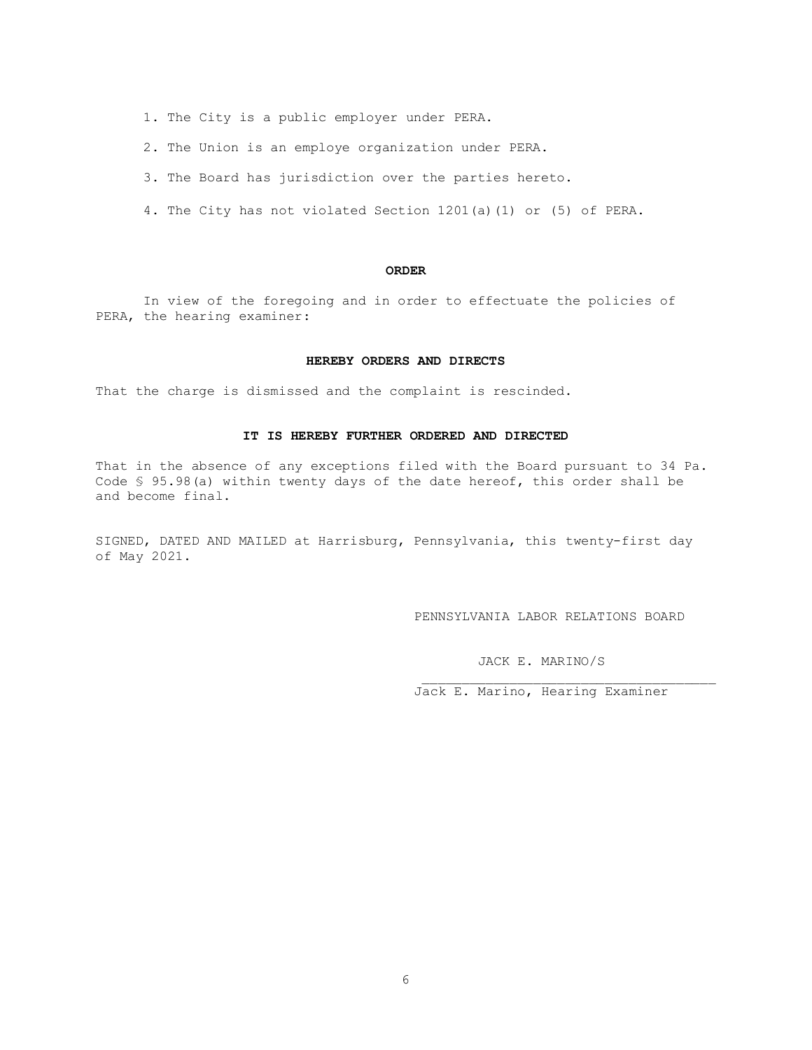1. The City is a public employer under PERA.

2. The Union is an employe organization under PERA.

3. The Board has jurisdiction over the parties hereto.

4. The City has not violated Section 1201(a)(1) or (5) of PERA.

## ORDER

In view of the foregoing and in order to effectuate the policies of PERA, the hearing examiner:

### HEREBY ORDERS AND DIRECTS

That the charge is dismissed and the complaint is rescinded.

### IT IS HEREBY FURTHER ORDERED AND DIRECTED

That in the absence of any exceptions filed with the Board pursuant to 34 Pa. Code § 95.98(a) within twenty days of the date hereof, this order shall be and become final.

SIGNED, DATED AND MAILED at Harrisburg, Pennsylvania, this twenty-first day of May 2021.

PENNSYLVANIA LABOR RELATIONS BOARD

JACK E. MARINO/S

Jack E. Marino, Hearing Examiner